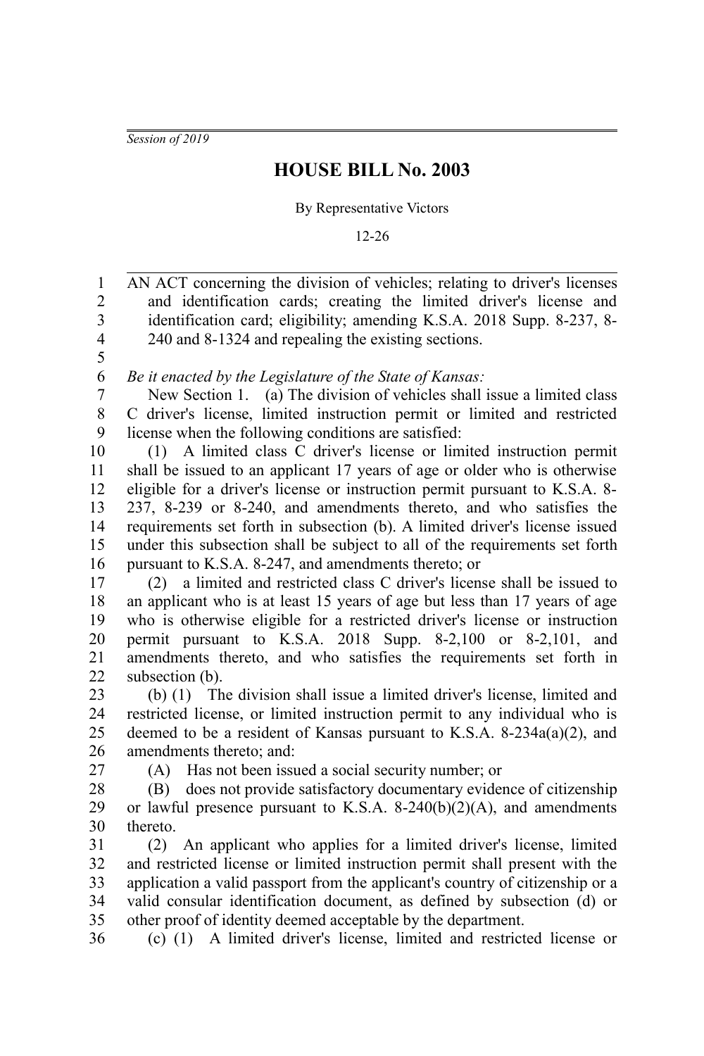*Session of 2019*

# HOUSE BILL No. 2003

By Representative Victors

12-26

AN ACT concerning the division of vehicles; relating to driver's licenses and identification cards; creating the limited driver's license and identification card; eligibility; amending K.S.A. 2018 Supp. 8-237, 8-240 and 8-1324 and repealing the existing sections.

*Be it enacted by the Legislature of the State of Kansas:*

New Section 1. (a) The division of vehicles shall issue a limited class C driver's license, limited instruction permit or limited and restricted license when the following conditions are satisfied:

(1) A limited class C driver's license or limited instruction permit shall be issued to an applicant 17 years of age or older who is otherwise eligible for a driver's license or instruction permit pursuant to K.S.A. 8-237, 8-239 or 8-240, and amendments thereto, and who satisfies the requirements set forth in subsection (b). A limited driver's license issued under this subsection shall be subject to all of the requirements set forth pursuant to K.S.A. 8-247, and amendments thereto; or

(2) a limited and restricted class C driver's license shall be issued to an applicant who is at least 15 years of age but less than 17 years of age who is otherwise eligible for a restricted driver's license or instruction permit pursuant to K.S.A. 2018 Supp. 8-2,100 or 8-2,101, and amendments thereto, and who satisfies the requirements set forth in subsection (b).

(b) (1) The division shall issue a limited driver's license, limited and restricted license, or limited instruction permit to any individual who is deemed to be a resident of Kansas pursuant to K.S.A. 8-234a(a)(2), and amendments thereto; and:

(A) Has not been issued a social security number; or

(B) does not provide satisfactory documentary evidence of citizenship or lawful presence pursuant to K.S.A. 8-240(b)(2)(A), and amendments thereto.

(2) An applicant who applies for a limited driver's license, limited and restricted license or limited instruction permit shall present with the application a valid passport from the applicant's country of citizenship or a valid consular identification document, as defined by subsection (d) or other proof of identity deemed acceptable by the department.

(c) (1) A limited driver's license, limited and restricted license or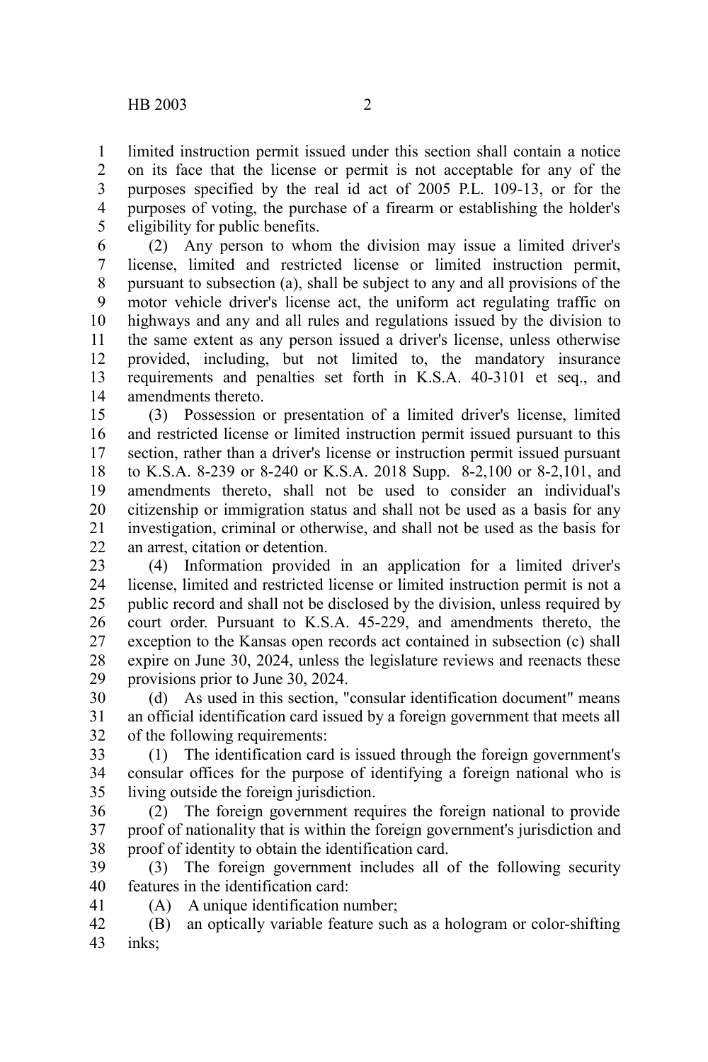limited instruction permit issued under this section shall contain a notice on its face that the license or permit is not acceptable for any of the purposes specified by the real id act of 2005 P.L. 109-13, or for the purposes of voting, the purchase of a firearm or establishing the holder's eligibility for public benefits.

(2) Any person to whom the division may issue a limited driver's license, limited and restricted license or limited instruction permit, pursuant to subsection (a), shall be subject to any and all provisions of the motor vehicle driver's license act, the uniform act regulating traffic on highways and any and all rules and regulations issued by the division to the same extent as any person issued a driver's license, unless otherwise provided, including, but not limited to, the mandatory insurance requirements and penalties set forth in K.S.A. 40-3101 et seq., and amendments thereto.

(3) Possession or presentation of a limited driver's license, limited and restricted license or limited instruction permit issued pursuant to this section, rather than a driver's license or instruction permit issued pursuant to K.S.A. 8-239 or 8-240 or K.S.A. 2018 Supp. 8-2,100 or 8-2,101, and amendments thereto, shall not be used to consider an individual's citizenship or immigration status and shall not be used as a basis for any investigation, criminal or otherwise, and shall not be used as the basis for an arrest, citation or detention.

(4) Information provided in an application for a limited driver's license, limited and restricted license or limited instruction permit is not a public record and shall not be disclosed by the division, unless required by court order. Pursuant to K.S.A. 45-229, and amendments thereto, the exception to the Kansas open records act contained in subsection (c) shall expire on June 30, 2024, unless the legislature reviews and reenacts these provisions prior to June 30, 2024.

(d) As used in this section, "consular identification document" means an official identification card issued by a foreign government that meets all of the following requirements:

(1) The identification card is issued through the foreign government's consular offices for the purpose of identifying a foreign national who is living outside the foreign jurisdiction.

(2) The foreign government requires the foreign national to provide proof of nationality that is within the foreign government's jurisdiction and proof of identity to obtain the identification card.

(3) The foreign government includes all of the following security features in the identification card:

(A) A unique identification number;

(B) an optically variable feature such as a hologram or color-shifting inks;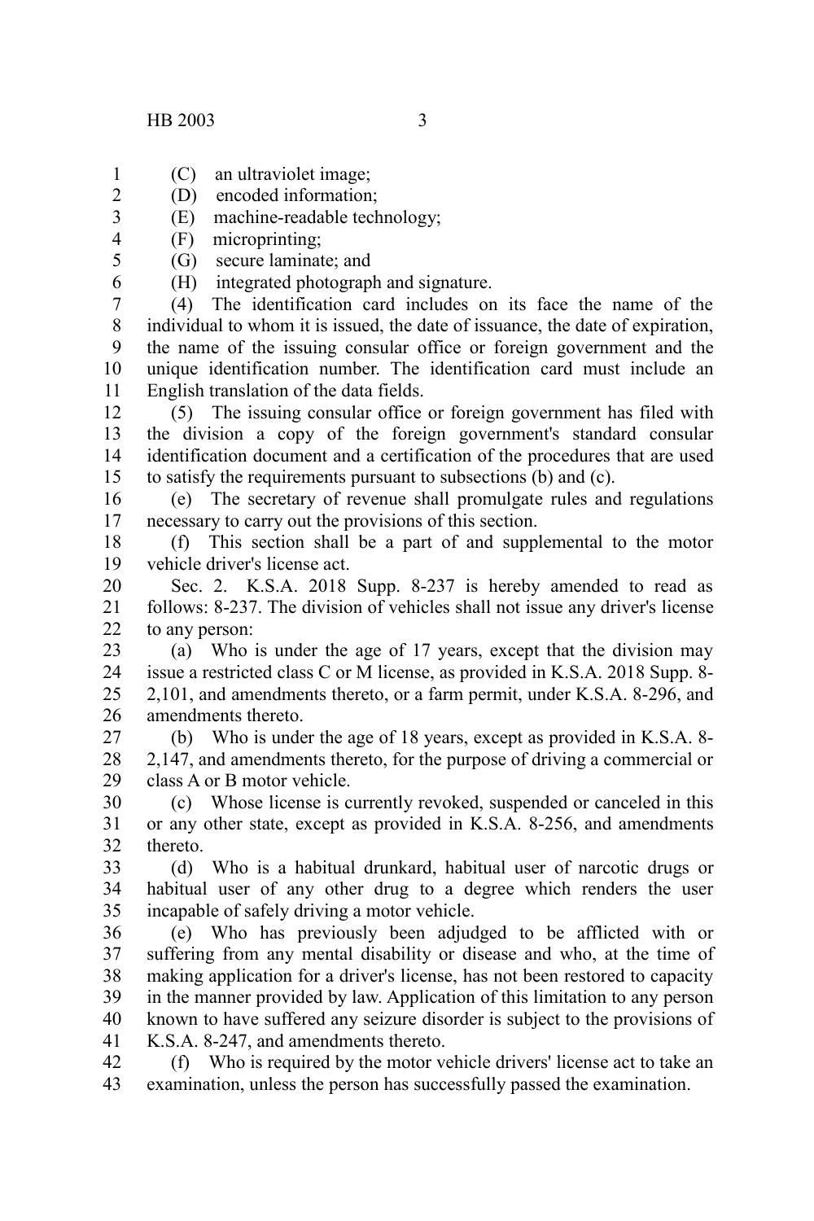(C) an ultraviolet image;

(D) encoded information;

(E) machine-readable technology;

(F) microprinting;

(G) secure laminate; and

(H) integrated photograph and signature.

(4) The identification card includes on its face the name of the individual to whom it is issued, the date of issuance, the date of expiration, the name of the issuing consular office or foreign government and the unique identification number. The identification card must include an English translation of the data fields.

(5) The issuing consular office or foreign government has filed with the division a copy of the foreign government's standard consular identification document and a certification of the procedures that are used to satisfy the requirements pursuant to subsections (b) and (c).

(e) The secretary of revenue shall promulgate rules and regulations necessary to carry out the provisions of this section.

(f) This section shall be a part of and supplemental to the motor vehicle driver's license act.

Sec. 2. K.S.A. 2018 Supp. 8-237 is hereby amended to read as follows: 8-237. The division of vehicles shall not issue any driver's license to any person:

(a) Who is under the age of 17 years, except that the division may issue a restricted class C or M license, as provided in K.S.A. 2018 Supp. 8-2,101, and amendments thereto, or a farm permit, under K.S.A. 8-296, and amendments thereto.

(b) Who is under the age of 18 years, except as provided in K.S.A. 8-2,147, and amendments thereto, for the purpose of driving a commercial or class A or B motor vehicle.

(c) Whose license is currently revoked, suspended or canceled in this or any other state, except as provided in K.S.A. 8-256, and amendments thereto.

(d) Who is a habitual drunkard, habitual user of narcotic drugs or habitual user of any other drug to a degree which renders the user incapable of safely driving a motor vehicle.

(e) Who has previously been adjudged to be afflicted with or suffering from any mental disability or disease and who, at the time of making application for a driver's license, has not been restored to capacity in the manner provided by law. Application of this limitation to any person known to have suffered any seizure disorder is subject to the provisions of K.S.A. 8-247, and amendments thereto.

(f) Who is required by the motor vehicle drivers' license act to take an examination, unless the person has successfully passed the examination.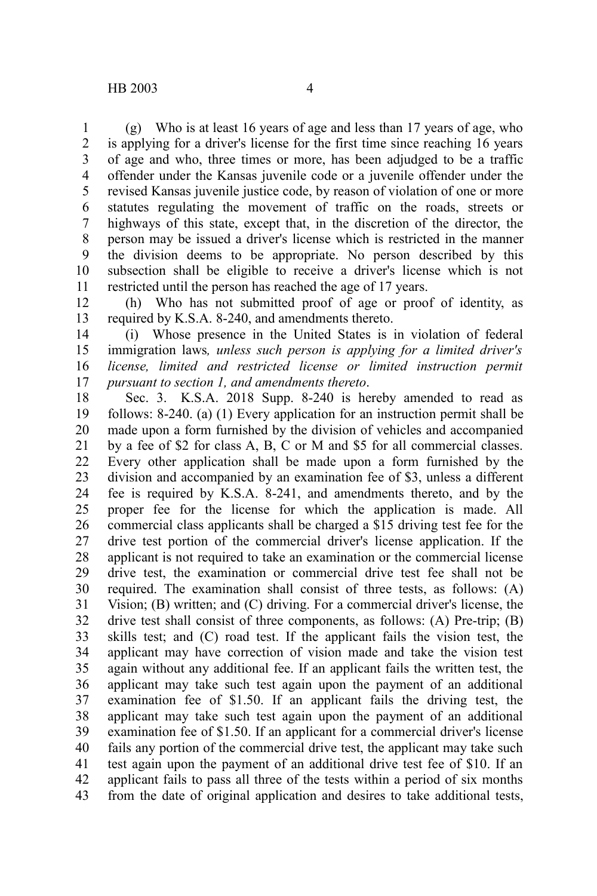(g) Who is at least 16 years of age and less than 17 years of age, who is applying for a driver's license for the first time since reaching 16 years of age and who, three times or more, has been adjudged to be a traffic offender under the Kansas juvenile code or a juvenile offender under the revised Kansas juvenile justice code, by reason of violation of one or more statutes regulating the movement of traffic on the roads, streets or highways of this state, except that, in the discretion of the director, the person may be issued a driver's license which is restricted in the manner the division deems to be appropriate. No person described by this subsection shall be eligible to receive a driver's license which is not restricted until the person has reached the age of 17 years.

(h) Who has not submitted proof of age or proof of identity, as required by K.S.A. 8-240, and amendments thereto.

(i) Whose presence in the United States is in violation of federal immigration laws*, unless such person is applying for a limited driver's license, limited and restricted license or limited instruction permit pursuant to section 1, and amendments thereto*.

Sec. 3. K.S.A. 2018 Supp. 8-240 is hereby amended to read as follows: 8-240. (a) (1) Every application for an instruction permit shall be made upon a form furnished by the division of vehicles and accompanied by a fee of $2 for class A, B, C or M and $5 for all commercial classes. Every other application shall be made upon a form furnished by the division and accompanied by an examination fee of $3, unless a different fee is required by K.S.A. 8-241, and amendments thereto, and by the proper fee for the license for which the application is made. All commercial class applicants shall be charged a $15 driving test fee for the drive test portion of the commercial driver's license application. If the applicant is not required to take an examination or the commercial license drive test, the examination or commercial drive test fee shall not be required. The examination shall consist of three tests, as follows: (A) Vision; (B) written; and (C) driving. For a commercial driver's license, the drive test shall consist of three components, as follows: (A) Pre-trip; (B) skills test; and (C) road test. If the applicant fails the vision test, the applicant may have correction of vision made and take the vision test again without any additional fee. If an applicant fails the written test, the applicant may take such test again upon the payment of an additional examination fee of $1.50. If an applicant fails the driving test, the applicant may take such test again upon the payment of an additional examination fee of $1.50. If an applicant for a commercial driver's license fails any portion of the commercial drive test, the applicant may take such test again upon the payment of an additional drive test fee of $10. If an applicant fails to pass all three of the tests within a period of six months from the date of original application and desires to take additional tests,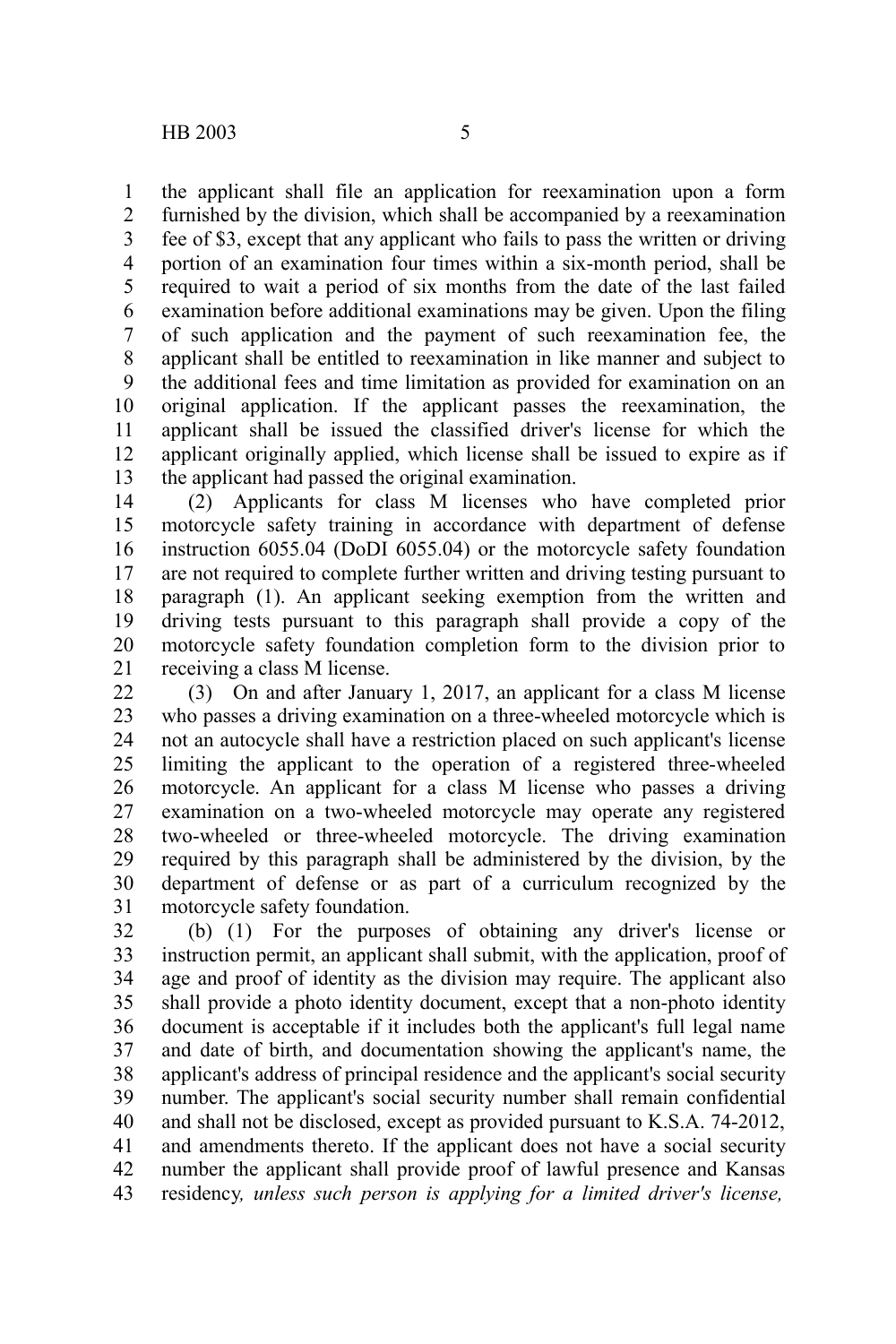the applicant shall file an application for reexamination upon a form furnished by the division, which shall be accompanied by a reexamination fee of $3, except that any applicant who fails to pass the written or driving portion of an examination four times within a six-month period, shall be required to wait a period of six months from the date of the last failed examination before additional examinations may be given. Upon the filing of such application and the payment of such reexamination fee, the applicant shall be entitled to reexamination in like manner and subject to the additional fees and time limitation as provided for examination on an original application. If the applicant passes the reexamination, the applicant shall be issued the classified driver's license for which the applicant originally applied, which license shall be issued to expire as if the applicant had passed the original examination.

(2) Applicants for class M licenses who have completed prior motorcycle safety training in accordance with department of defense instruction 6055.04 (DoDI 6055.04) or the motorcycle safety foundation are not required to complete further written and driving testing pursuant to paragraph (1). An applicant seeking exemption from the written and driving tests pursuant to this paragraph shall provide a copy of the motorcycle safety foundation completion form to the division prior to receiving a class M license.

(3) On and after January 1, 2017, an applicant for a class M license who passes a driving examination on a three-wheeled motorcycle which is not an autocycle shall have a restriction placed on such applicant's license limiting the applicant to the operation of a registered three-wheeled motorcycle. An applicant for a class M license who passes a driving examination on a two-wheeled motorcycle may operate any registered two-wheeled or three-wheeled motorcycle. The driving examination required by this paragraph shall be administered by the division, by the department of defense or as part of a curriculum recognized by the motorcycle safety foundation.

(b) (1) For the purposes of obtaining any driver's license or instruction permit, an applicant shall submit, with the application, proof of age and proof of identity as the division may require. The applicant also shall provide a photo identity document, except that a non-photo identity document is acceptable if it includes both the applicant's full legal name and date of birth, and documentation showing the applicant's name, the applicant's address of principal residence and the applicant's social security number. The applicant's social security number shall remain confidential and shall not be disclosed, except as provided pursuant to K.S.A. 74-2012, and amendments thereto. If the applicant does not have a social security number the applicant shall provide proof of lawful presence and Kansas residency*, unless such person is applying for a limited driver's license,*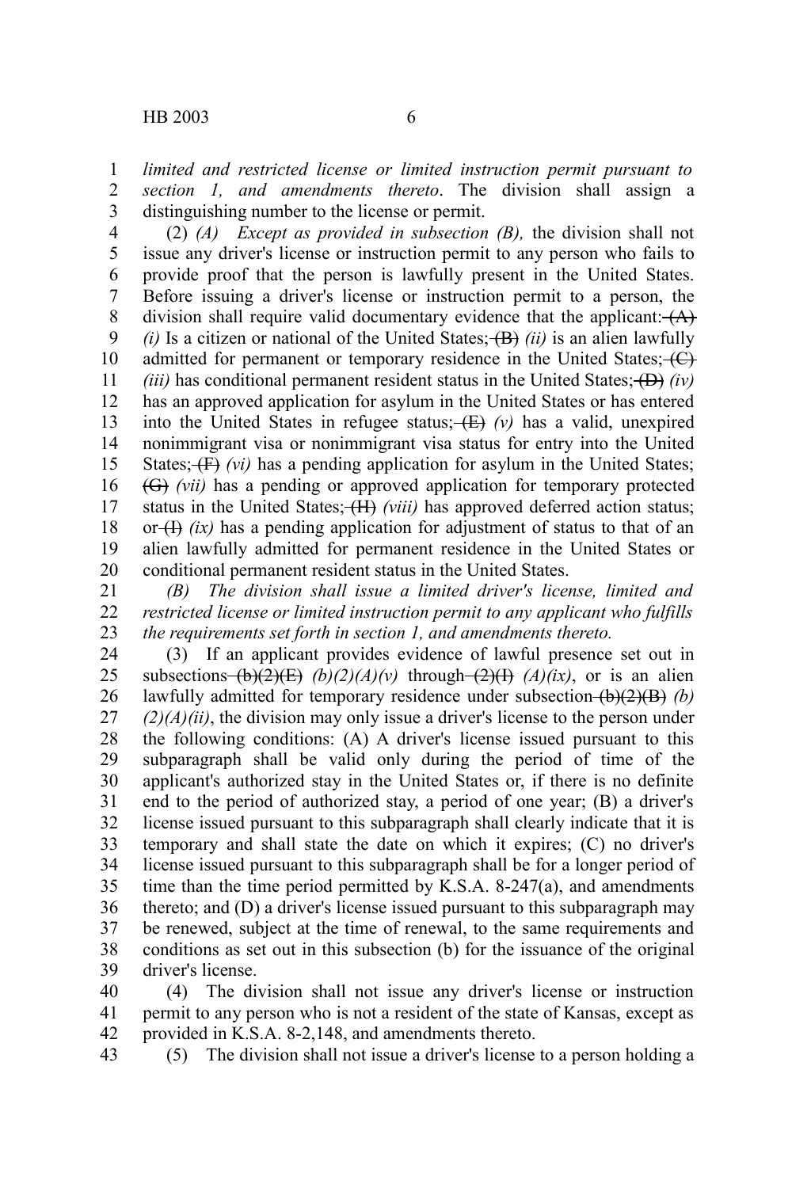*limited and restricted license or limited instruction permit pursuant to section 1, and amendments thereto*. The division shall assign a distinguishing number to the license or permit.

(2) *(A) Except as provided in subsection (B),* the division shall not issue any driver's license or instruction permit to any person who fails to provide proof that the person is lawfully present in the United States. Before issuing a driver's license or instruction permit to a person, the division shall require valid documentary evidence that the applicant: ~~(A)~~ *(i)* Is a citizen or national of the United States; ~~(B)~~ *(ii)* is an alien lawfully admitted for permanent or temporary residence in the United States; ~~(C)~~ *(iii)* has conditional permanent resident status in the United States; ~~(D)~~ *(iv)* has an approved application for asylum in the United States or has entered into the United States in refugee status; ~~(E)~~ *(v)* has a valid, unexpired nonimmigrant visa or nonimmigrant visa status for entry into the United States; ~~(F)~~ *(vi)* has a pending application for asylum in the United States; ~~(G)~~ *(vii)* has a pending or approved application for temporary protected status in the United States; ~~(H)~~ *(viii)* has approved deferred action status; or ~~(I)~~ *(ix)* has a pending application for adjustment of status to that of an alien lawfully admitted for permanent residence in the United States or conditional permanent resident status in the United States.

*(B) The division shall issue a limited driver's license, limited and restricted license or limited instruction permit to any applicant who fulfills the requirements set forth in section 1, and amendments thereto.*

(3) If an applicant provides evidence of lawful presence set out in subsections ~~(b)(2)(E)~~ *(b)(2)(A)(v)* through ~~(2)(I)~~ *(A)(ix)*, or is an alien lawfully admitted for temporary residence under subsection ~~(b)(2)(B)~~ *(b)(2)(A)(ii)*, the division may only issue a driver's license to the person under the following conditions: (A) A driver's license issued pursuant to this subparagraph shall be valid only during the period of time of the applicant's authorized stay in the United States or, if there is no definite end to the period of authorized stay, a period of one year; (B) a driver's license issued pursuant to this subparagraph shall clearly indicate that it is temporary and shall state the date on which it expires; (C) no driver's license issued pursuant to this subparagraph shall be for a longer period of time than the time period permitted by K.S.A. 8-247(a), and amendments thereto; and (D) a driver's license issued pursuant to this subparagraph may be renewed, subject at the time of renewal, to the same requirements and conditions as set out in this subsection (b) for the issuance of the original driver's license.

(4) The division shall not issue any driver's license or instruction permit to any person who is not a resident of the state of Kansas, except as provided in K.S.A. 8-2,148, and amendments thereto.

(5) The division shall not issue a driver's license to a person holding a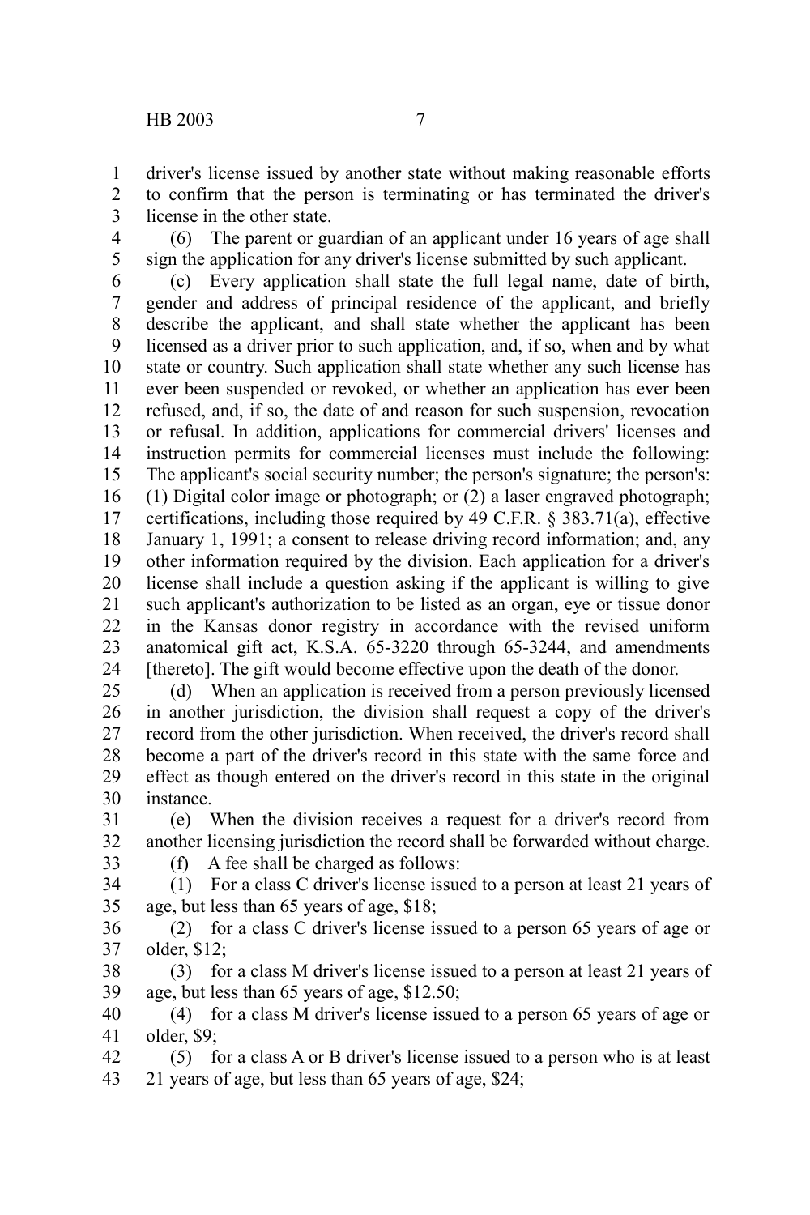driver's license issued by another state without making reasonable efforts to confirm that the person is terminating or has terminated the driver's license in the other state.

(6) The parent or guardian of an applicant under 16 years of age shall sign the application for any driver's license submitted by such applicant.

(c) Every application shall state the full legal name, date of birth, gender and address of principal residence of the applicant, and briefly describe the applicant, and shall state whether the applicant has been licensed as a driver prior to such application, and, if so, when and by what state or country. Such application shall state whether any such license has ever been suspended or revoked, or whether an application has ever been refused, and, if so, the date of and reason for such suspension, revocation or refusal. In addition, applications for commercial drivers' licenses and instruction permits for commercial licenses must include the following: The applicant's social security number; the person's signature; the person's: (1) Digital color image or photograph; or (2) a laser engraved photograph; certifications, including those required by 49 C.F.R. § 383.71(a), effective January 1, 1991; a consent to release driving record information; and, any other information required by the division. Each application for a driver's license shall include a question asking if the applicant is willing to give such applicant's authorization to be listed as an organ, eye or tissue donor in the Kansas donor registry in accordance with the revised uniform anatomical gift act, K.S.A. 65-3220 through 65-3244, and amendments [thereto]. The gift would become effective upon the death of the donor.

(d) When an application is received from a person previously licensed in another jurisdiction, the division shall request a copy of the driver's record from the other jurisdiction. When received, the driver's record shall become a part of the driver's record in this state with the same force and effect as though entered on the driver's record in this state in the original instance.

(e) When the division receives a request for a driver's record from another licensing jurisdiction the record shall be forwarded without charge.

(f) A fee shall be charged as follows:

(1) For a class C driver's license issued to a person at least 21 years of age, but less than 65 years of age, $18;

(2) for a class C driver's license issued to a person 65 years of age or older, $12;

(3) for a class M driver's license issued to a person at least 21 years of age, but less than 65 years of age, $12.50;

(4) for a class M driver's license issued to a person 65 years of age or older, $9;

(5) for a class A or B driver's license issued to a person who is at least 21 years of age, but less than 65 years of age, $24;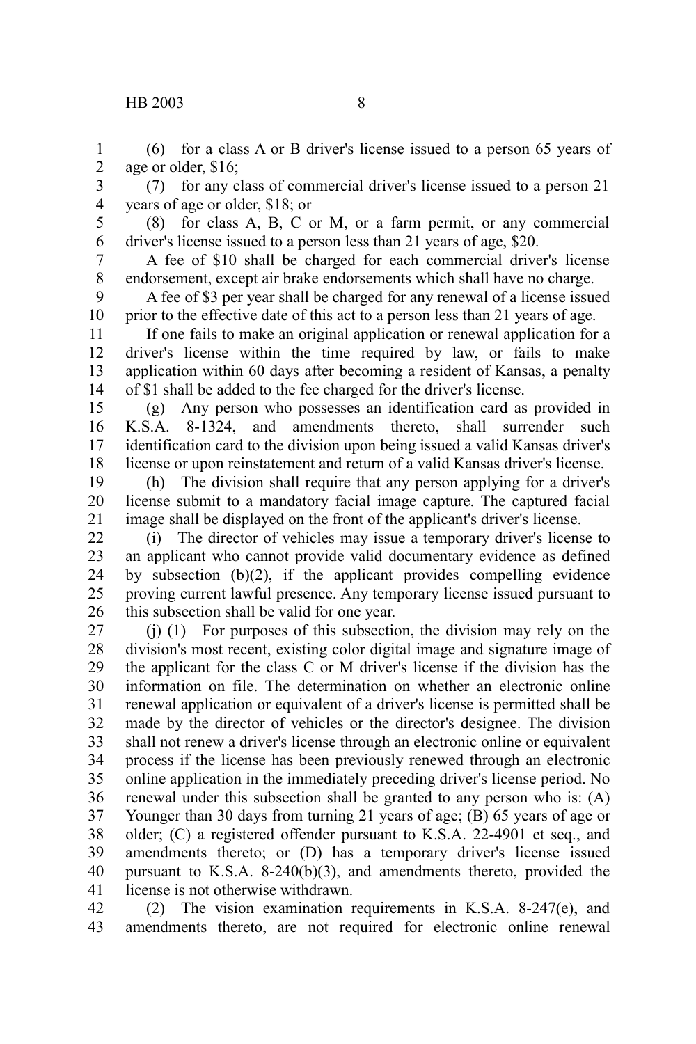(6) for a class A or B driver's license issued to a person 65 years of age or older, $16;

(7) for any class of commercial driver's license issued to a person 21 years of age or older, $18; or

(8) for class A, B, C or M, or a farm permit, or any commercial driver's license issued to a person less than 21 years of age, $20.

A fee of $10 shall be charged for each commercial driver's license endorsement, except air brake endorsements which shall have no charge.

A fee of $3 per year shall be charged for any renewal of a license issued prior to the effective date of this act to a person less than 21 years of age.

If one fails to make an original application or renewal application for a driver's license within the time required by law, or fails to make application within 60 days after becoming a resident of Kansas, a penalty of $1 shall be added to the fee charged for the driver's license.

(g) Any person who possesses an identification card as provided in K.S.A. 8-1324, and amendments thereto, shall surrender such identification card to the division upon being issued a valid Kansas driver's license or upon reinstatement and return of a valid Kansas driver's license.

(h) The division shall require that any person applying for a driver's license submit to a mandatory facial image capture. The captured facial image shall be displayed on the front of the applicant's driver's license.

(i) The director of vehicles may issue a temporary driver's license to an applicant who cannot provide valid documentary evidence as defined by subsection (b)(2), if the applicant provides compelling evidence proving current lawful presence. Any temporary license issued pursuant to this subsection shall be valid for one year.

(j) (1) For purposes of this subsection, the division may rely on the division's most recent, existing color digital image and signature image of the applicant for the class C or M driver's license if the division has the information on file. The determination on whether an electronic online renewal application or equivalent of a driver's license is permitted shall be made by the director of vehicles or the director's designee. The division shall not renew a driver's license through an electronic online or equivalent process if the license has been previously renewed through an electronic online application in the immediately preceding driver's license period. No renewal under this subsection shall be granted to any person who is: (A) Younger than 30 days from turning 21 years of age; (B) 65 years of age or older; (C) a registered offender pursuant to K.S.A. 22-4901 et seq., and amendments thereto; or (D) has a temporary driver's license issued pursuant to K.S.A. 8-240(b)(3), and amendments thereto, provided the license is not otherwise withdrawn.

(2) The vision examination requirements in K.S.A. 8-247(e), and amendments thereto, are not required for electronic online renewal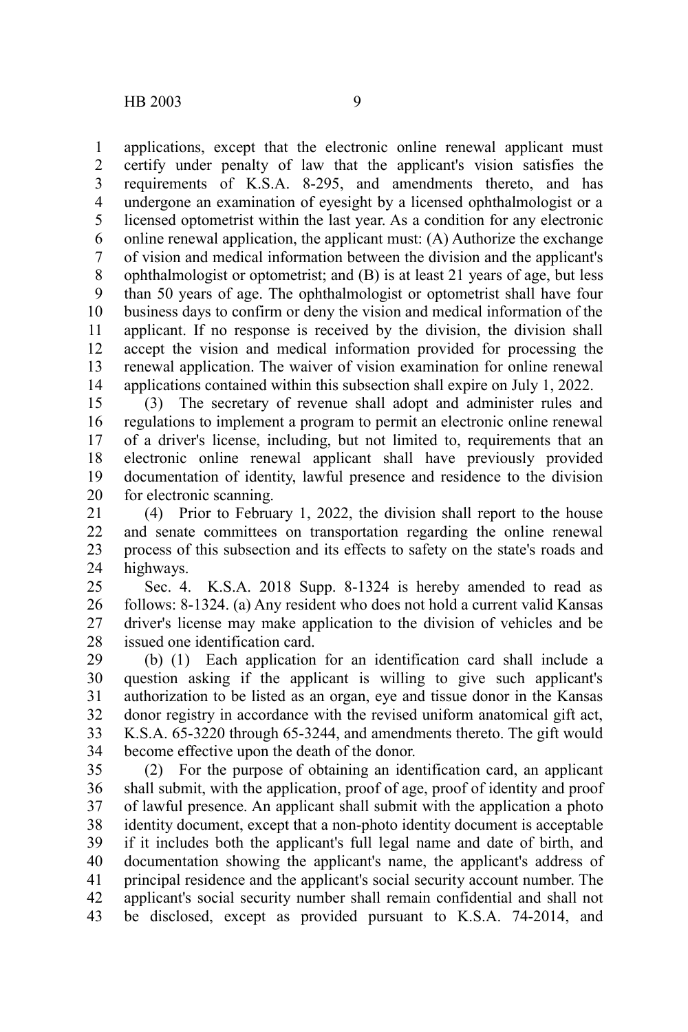applications, except that the electronic online renewal applicant must certify under penalty of law that the applicant's vision satisfies the requirements of K.S.A. 8-295, and amendments thereto, and has undergone an examination of eyesight by a licensed ophthalmologist or a licensed optometrist within the last year. As a condition for any electronic online renewal application, the applicant must: (A) Authorize the exchange of vision and medical information between the division and the applicant's ophthalmologist or optometrist; and (B) is at least 21 years of age, but less than 50 years of age. The ophthalmologist or optometrist shall have four business days to confirm or deny the vision and medical information of the applicant. If no response is received by the division, the division shall accept the vision and medical information provided for processing the renewal application. The waiver of vision examination for online renewal applications contained within this subsection shall expire on July 1, 2022.

(3) The secretary of revenue shall adopt and administer rules and regulations to implement a program to permit an electronic online renewal of a driver's license, including, but not limited to, requirements that an electronic online renewal applicant shall have previously provided documentation of identity, lawful presence and residence to the division for electronic scanning.

(4) Prior to February 1, 2022, the division shall report to the house and senate committees on transportation regarding the online renewal process of this subsection and its effects to safety on the state's roads and highways.

Sec. 4. K.S.A. 2018 Supp. 8-1324 is hereby amended to read as follows: 8-1324. (a) Any resident who does not hold a current valid Kansas driver's license may make application to the division of vehicles and be issued one identification card.

(b) (1) Each application for an identification card shall include a question asking if the applicant is willing to give such applicant's authorization to be listed as an organ, eye and tissue donor in the Kansas donor registry in accordance with the revised uniform anatomical gift act, K.S.A. 65-3220 through 65-3244, and amendments thereto. The gift would become effective upon the death of the donor.

(2) For the purpose of obtaining an identification card, an applicant shall submit, with the application, proof of age, proof of identity and proof of lawful presence. An applicant shall submit with the application a photo identity document, except that a non-photo identity document is acceptable if it includes both the applicant's full legal name and date of birth, and documentation showing the applicant's name, the applicant's address of principal residence and the applicant's social security account number. The applicant's social security number shall remain confidential and shall not be disclosed, except as provided pursuant to K.S.A. 74-2014, and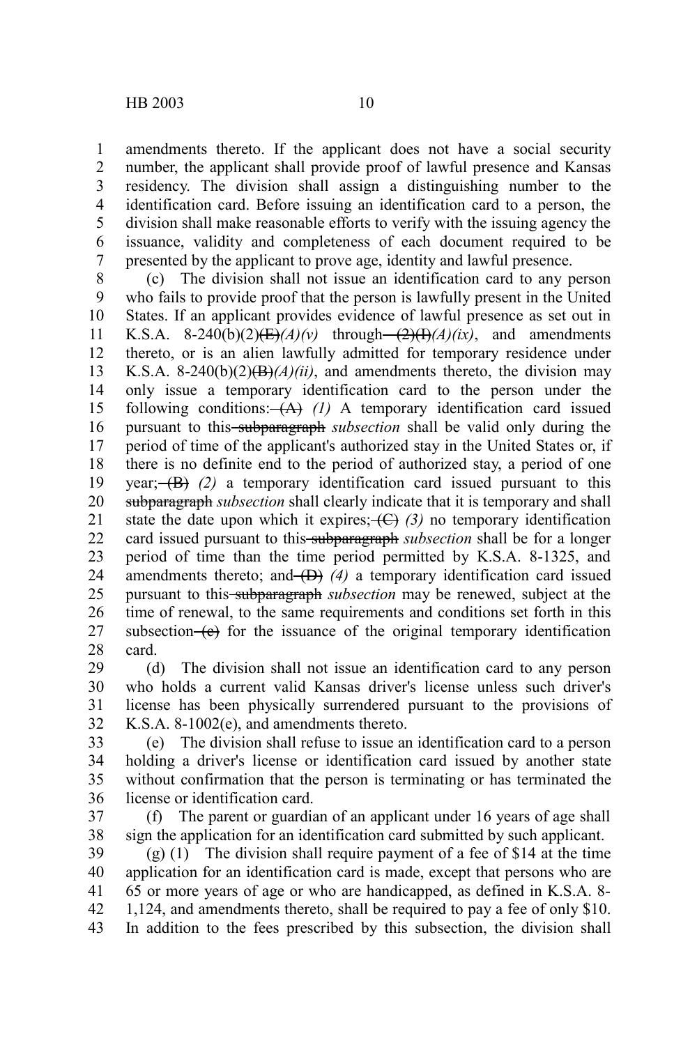amendments thereto. If the applicant does not have a social security number, the applicant shall provide proof of lawful presence and Kansas residency. The division shall assign a distinguishing number to the identification card. Before issuing an identification card to a person, the division shall make reasonable efforts to verify with the issuing agency the issuance, validity and completeness of each document required to be presented by the applicant to prove age, identity and lawful presence.

(c) The division shall not issue an identification card to any person who fails to provide proof that the person is lawfully present in the United States. If an applicant provides evidence of lawful presence as set out in K.S.A. 8-240(b)(2)~~(E)~~*(A)(v)* through ~~(2)(I)~~*(A)(ix)*, and amendments thereto, or is an alien lawfully admitted for temporary residence under K.S.A. 8-240(b)(2)~~(B)~~*(A)(ii)*, and amendments thereto, the division may only issue a temporary identification card to the person under the following conditions: ~~(A)~~ *(1)* A temporary identification card issued pursuant to this ~~subparagraph~~ *subsection* shall be valid only during the period of time of the applicant's authorized stay in the United States or, if there is no definite end to the period of authorized stay, a period of one year; ~~(B)~~ *(2)* a temporary identification card issued pursuant to this ~~subparagraph~~ *subsection* shall clearly indicate that it is temporary and shall state the date upon which it expires; ~~(C)~~ *(3)* no temporary identification card issued pursuant to this ~~subparagraph~~ *subsection* shall be for a longer period of time than the time period permitted by K.S.A. 8-1325, and amendments thereto; and ~~(D)~~ *(4)* a temporary identification card issued pursuant to this ~~subparagraph~~ *subsection* may be renewed, subject at the time of renewal, to the same requirements and conditions set forth in this subsection ~~(c)~~ for the issuance of the original temporary identification card.

(d) The division shall not issue an identification card to any person who holds a current valid Kansas driver's license unless such driver's license has been physically surrendered pursuant to the provisions of K.S.A. 8-1002(e), and amendments thereto.

(e) The division shall refuse to issue an identification card to a person holding a driver's license or identification card issued by another state without confirmation that the person is terminating or has terminated the license or identification card.

(f) The parent or guardian of an applicant under 16 years of age shall sign the application for an identification card submitted by such applicant.

(g) (1) The division shall require payment of a fee of $14 at the time application for an identification card is made, except that persons who are 65 or more years of age or who are handicapped, as defined in K.S.A. 8-1,124, and amendments thereto, shall be required to pay a fee of only $10. In addition to the fees prescribed by this subsection, the division shall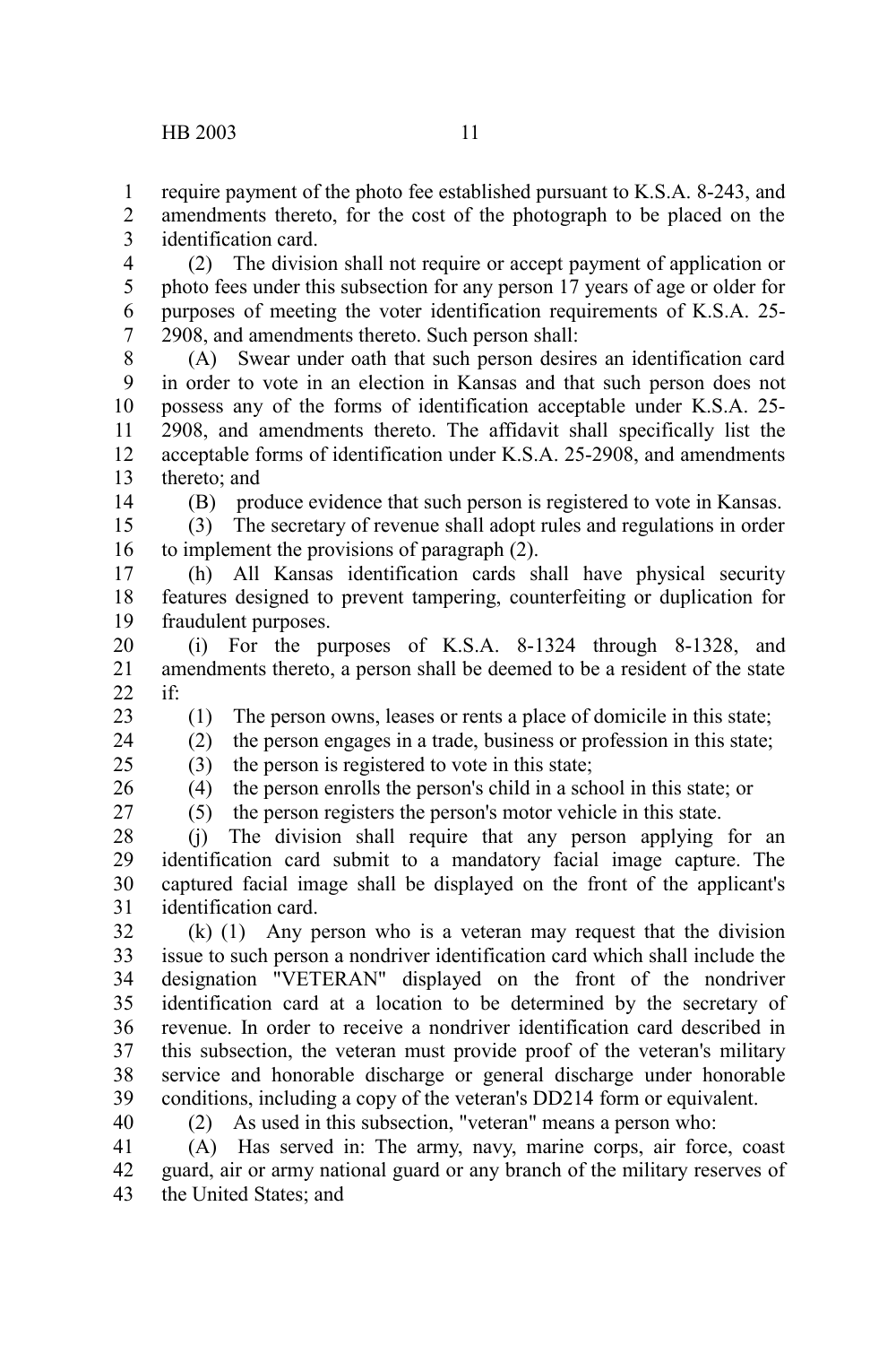require payment of the photo fee established pursuant to K.S.A. 8-243, and amendments thereto, for the cost of the photograph to be placed on the identification card.

(2) The division shall not require or accept payment of application or photo fees under this subsection for any person 17 years of age or older for purposes of meeting the voter identification requirements of K.S.A. 25-2908, and amendments thereto. Such person shall:

(A) Swear under oath that such person desires an identification card in order to vote in an election in Kansas and that such person does not possess any of the forms of identification acceptable under K.S.A. 25-2908, and amendments thereto. The affidavit shall specifically list the acceptable forms of identification under K.S.A. 25-2908, and amendments thereto; and

(B) produce evidence that such person is registered to vote in Kansas.

(3) The secretary of revenue shall adopt rules and regulations in order to implement the provisions of paragraph (2).

(h) All Kansas identification cards shall have physical security features designed to prevent tampering, counterfeiting or duplication for fraudulent purposes.

(i) For the purposes of K.S.A. 8-1324 through 8-1328, and amendments thereto, a person shall be deemed to be a resident of the state if:

(1) The person owns, leases or rents a place of domicile in this state;

(2) the person engages in a trade, business or profession in this state;

(3) the person is registered to vote in this state;

(4) the person enrolls the person's child in a school in this state; or

(5) the person registers the person's motor vehicle in this state.

(j) The division shall require that any person applying for an identification card submit to a mandatory facial image capture. The captured facial image shall be displayed on the front of the applicant's identification card.

(k) (1) Any person who is a veteran may request that the division issue to such person a nondriver identification card which shall include the designation "VETERAN" displayed on the front of the nondriver identification card at a location to be determined by the secretary of revenue. In order to receive a nondriver identification card described in this subsection, the veteran must provide proof of the veteran's military service and honorable discharge or general discharge under honorable conditions, including a copy of the veteran's DD214 form or equivalent.

(2) As used in this subsection, "veteran" means a person who:

(A) Has served in: The army, navy, marine corps, air force, coast guard, air or army national guard or any branch of the military reserves of the United States; and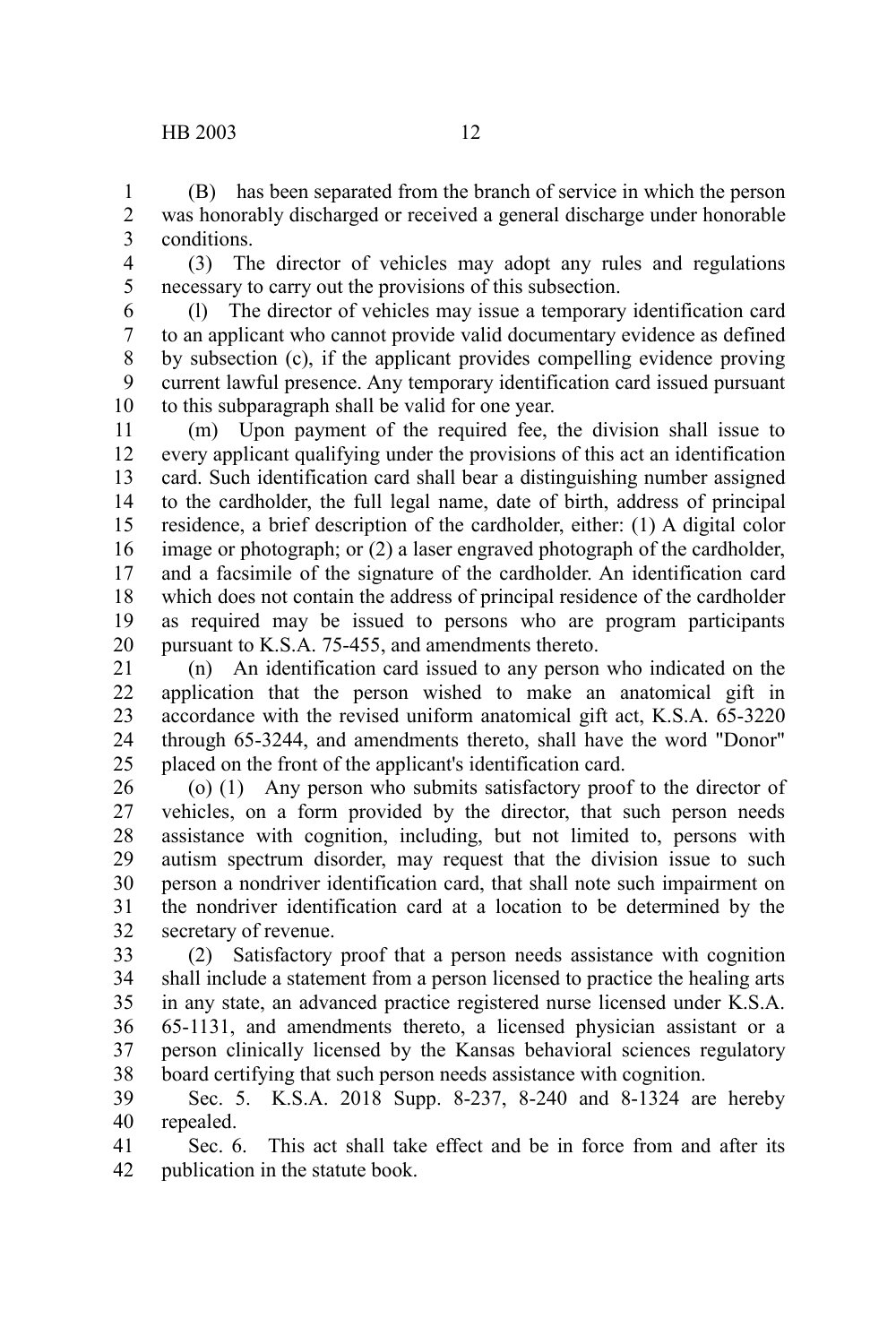(B) has been separated from the branch of service in which the person was honorably discharged or received a general discharge under honorable conditions.

(3) The director of vehicles may adopt any rules and regulations necessary to carry out the provisions of this subsection.

(l) The director of vehicles may issue a temporary identification card to an applicant who cannot provide valid documentary evidence as defined by subsection (c), if the applicant provides compelling evidence proving current lawful presence. Any temporary identification card issued pursuant to this subparagraph shall be valid for one year.

(m) Upon payment of the required fee, the division shall issue to every applicant qualifying under the provisions of this act an identification card. Such identification card shall bear a distinguishing number assigned to the cardholder, the full legal name, date of birth, address of principal residence, a brief description of the cardholder, either: (1) A digital color image or photograph; or (2) a laser engraved photograph of the cardholder, and a facsimile of the signature of the cardholder. An identification card which does not contain the address of principal residence of the cardholder as required may be issued to persons who are program participants pursuant to K.S.A. 75-455, and amendments thereto.

(n) An identification card issued to any person who indicated on the application that the person wished to make an anatomical gift in accordance with the revised uniform anatomical gift act, K.S.A. 65-3220 through 65-3244, and amendments thereto, shall have the word "Donor" placed on the front of the applicant's identification card.

(o) (1) Any person who submits satisfactory proof to the director of vehicles, on a form provided by the director, that such person needs assistance with cognition, including, but not limited to, persons with autism spectrum disorder, may request that the division issue to such person a nondriver identification card, that shall note such impairment on the nondriver identification card at a location to be determined by the secretary of revenue.

(2) Satisfactory proof that a person needs assistance with cognition shall include a statement from a person licensed to practice the healing arts in any state, an advanced practice registered nurse licensed under K.S.A. 65-1131, and amendments thereto, a licensed physician assistant or a person clinically licensed by the Kansas behavioral sciences regulatory board certifying that such person needs assistance with cognition.

Sec. 5. K.S.A. 2018 Supp. 8-237, 8-240 and 8-1324 are hereby repealed.

Sec. 6. This act shall take effect and be in force from and after its publication in the statute book.